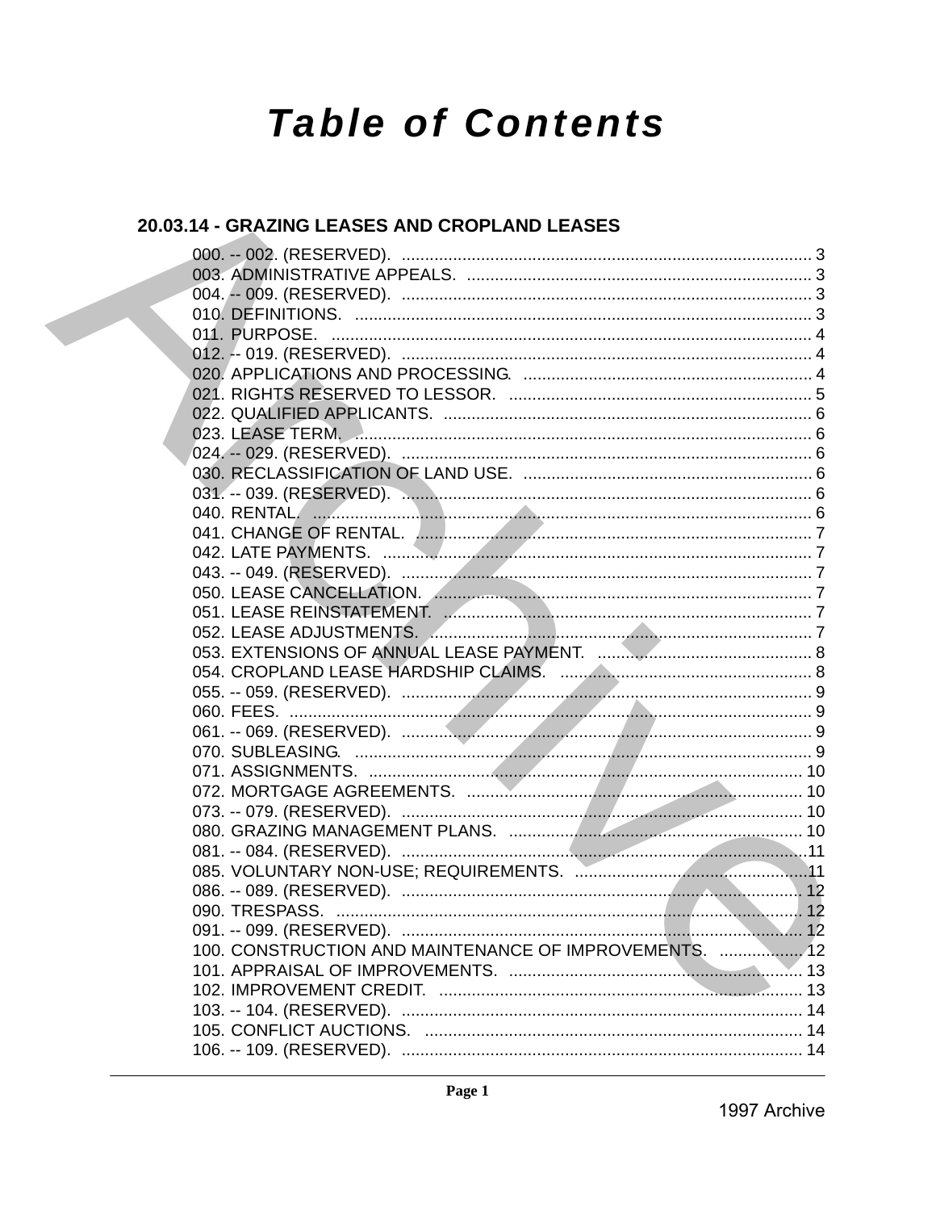# Table of Contents

## 20.03.14 - GRAZING LEASES AND CROPLAND LEASES

000. -- 002. (RESERVED). ........ 3
003. ADMINISTRATIVE APPEALS. ........ 3
004. -- 009. (RESERVED). ........ 3
010. DEFINITIONS. ........ 3
011. PURPOSE. ........ 4
012. -- 019. (RESERVED). ........ 4
020. APPLICATIONS AND PROCESSING. ........ 4
021. RIGHTS RESERVED TO LESSOR. ........ 5
022. QUALIFIED APPLICANTS. ........ 6
023. LEASE TERM. ........ 6
024. -- 029. (RESERVED). ........ 6
030. RECLASSIFICATION OF LAND USE. ........ 6
031. -- 039. (RESERVED). ........ 6
040. RENTAL. ........ 6
041. CHANGE OF RENTAL. ........ 7
042. LATE PAYMENTS. ........ 7
043. -- 049. (RESERVED). ........ 7
050. LEASE CANCELLATION. ........ 7
051. LEASE REINSTATEMENT. ........ 7
052. LEASE ADJUSTMENTS. ........ 7
053. EXTENSIONS OF ANNUAL LEASE PAYMENT. ........ 8
054. CROPLAND LEASE HARDSHIP CLAIMS. ........ 8
055. -- 059. (RESERVED). ........ 9
060. FEES. ........ 9
061. -- 069. (RESERVED). ........ 9
070. SUBLEASING. ........ 9
071. ASSIGNMENTS. ........ 10
072. MORTGAGE AGREEMENTS. ........ 10
073. -- 079. (RESERVED). ........ 10
080. GRAZING MANAGEMENT PLANS. ........ 10
081. -- 084. (RESERVED). ........ 11
085. VOLUNTARY NON-USE; REQUIREMENTS. ........ 11
086. -- 089. (RESERVED). ........ 12
090. TRESPASS. ........ 12
091. -- 099. (RESERVED). ........ 12
100. CONSTRUCTION AND MAINTENANCE OF IMPROVEMENTS. ........ 12
101. APPRAISAL OF IMPROVEMENTS. ........ 13
102. IMPROVEMENT CREDIT. ........ 13
103. -- 104. (RESERVED). ........ 14
105. CONFLICT AUCTIONS. ........ 14
106. -- 109. (RESERVED). ........ 14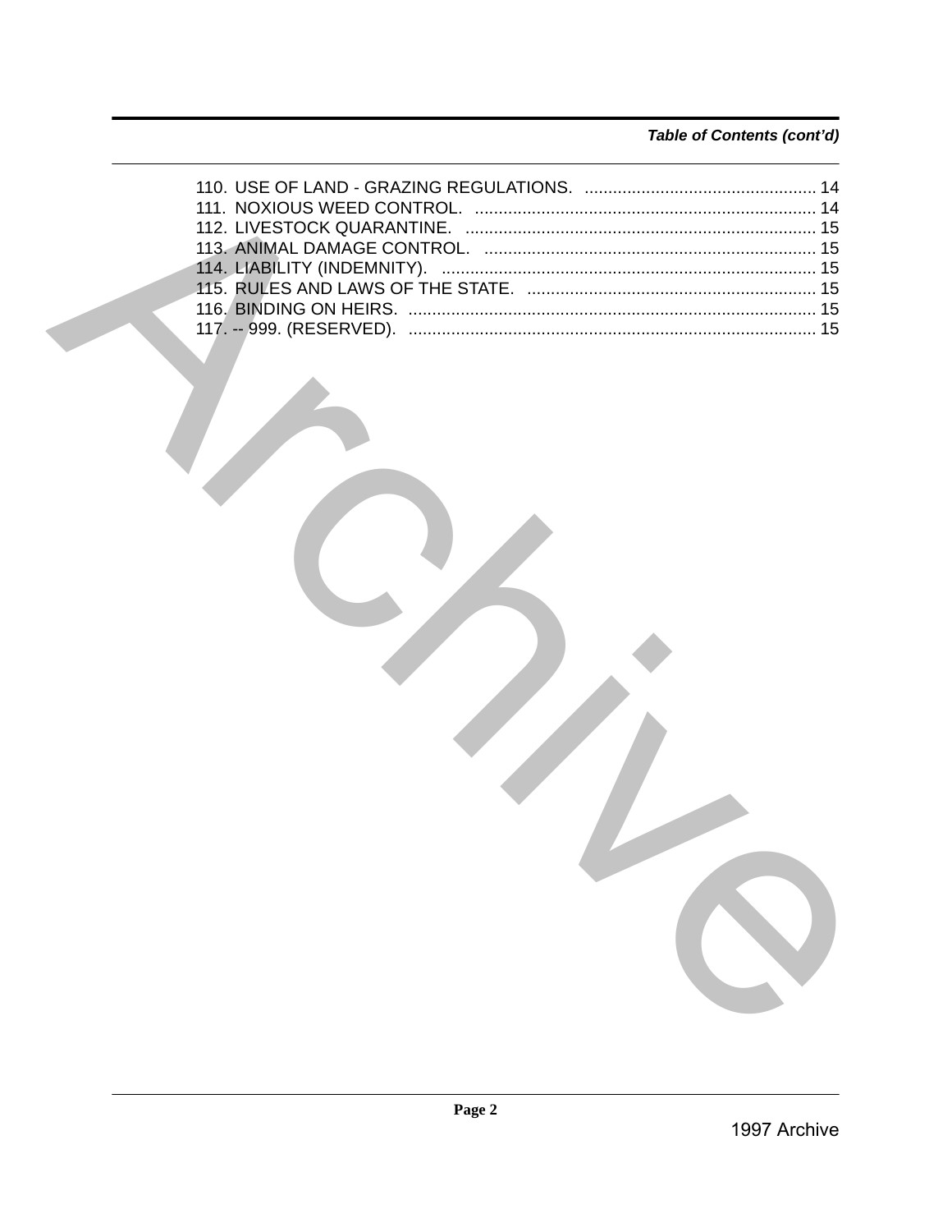*Table of Contents (cont'd)*

110. USE OF LAND - GRAZING REGULATIONS. ................................................ 14
111. NOXIOUS WEED CONTROL. ....................................................................... 14
112. LIVESTOCK QUARANTINE. ........................................................................ 15
113. ANIMAL DAMAGE CONTROL. ..................................................................... 15
114. LIABILITY (INDEMNITY). ............................................................................. 15
115. RULES AND LAWS OF THE STATE. ........................................................... 15
116. BINDING ON HEIRS. .................................................................................... 15
117. -- 999. (RESERVED). ..................................................................................... 15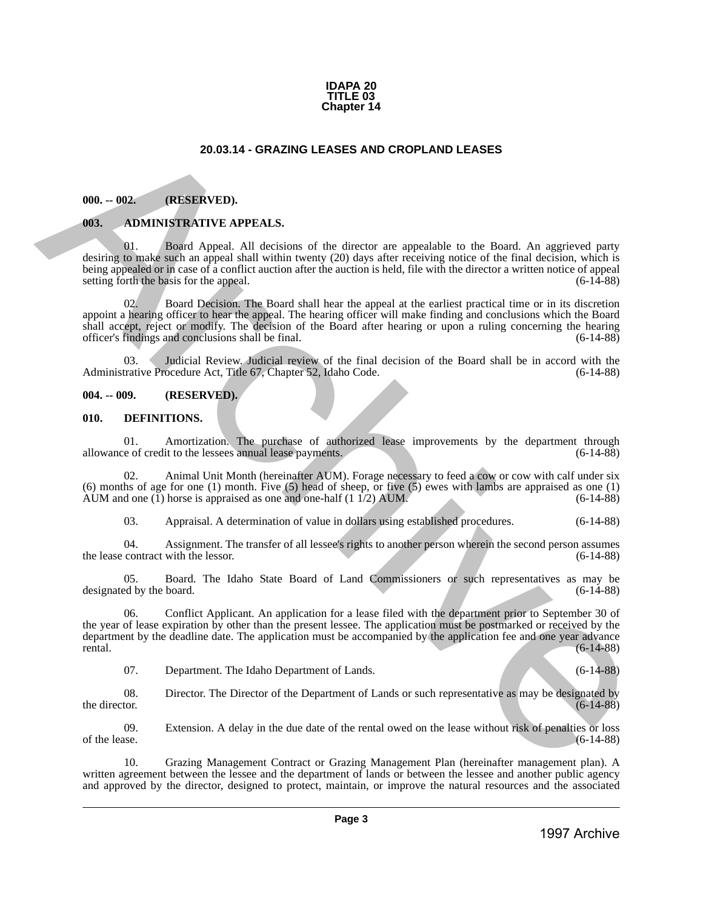**IDAPA 20**
**TITLE 03**
**Chapter 14**

## 20.03.14 - GRAZING LEASES AND CROPLAND LEASES

**000. -- 002. (RESERVED).**

**003. ADMINISTRATIVE APPEALS.**

01. Board Appeal. All decisions of the director are appealable to the Board. An aggrieved party desiring to make such an appeal shall within twenty (20) days after receiving notice of the final decision, which is being appealed or in case of a conflict auction after the auction is held, file with the director a written notice of appeal setting forth the basis for the appeal. (6-14-88)

02. Board Decision. The Board shall hear the appeal at the earliest practical time or in its discretion appoint a hearing officer to hear the appeal. The hearing officer will make finding and conclusions which the Board shall accept, reject or modify. The decision of the Board after hearing or upon a ruling concerning the hearing officer's findings and conclusions shall be final. (6-14-88)

03. Judicial Review. Judicial review of the final decision of the Board shall be in accord with the Administrative Procedure Act, Title 67, Chapter 52, Idaho Code. (6-14-88)

**004. -- 009. (RESERVED).**

**010. DEFINITIONS.**

01. Amortization. The purchase of authorized lease improvements by the department through allowance of credit to the lessees annual lease payments. (6-14-88)

02. Animal Unit Month (hereinafter AUM). Forage necessary to feed a cow or cow with calf under six (6) months of age for one (1) month. Five (5) head of sheep, or five (5) ewes with lambs are appraised as one (1) AUM and one (1) horse is appraised as one and one-half (1 1/2) AUM. (6-14-88)

03. Appraisal. A determination of value in dollars using established procedures. (6-14-88)

04. Assignment. The transfer of all lessee's rights to another person wherein the second person assumes the lease contract with the lessor. (6-14-88)

05. Board. The Idaho State Board of Land Commissioners or such representatives as may be designated by the board. (6-14-88)

06. Conflict Applicant. An application for a lease filed with the department prior to September 30 of the year of lease expiration by other than the present lessee. The application must be postmarked or received by the department by the deadline date. The application must be accompanied by the application fee and one year advance rental. (6-14-88)

07. Department. The Idaho Department of Lands. (6-14-88)

08. Director. The Director of the Department of Lands or such representative as may be designated by the director. (6-14-88)

09. Extension. A delay in the due date of the rental owed on the lease without risk of penalties or loss of the lease. (6-14-88)

10. Grazing Management Contract or Grazing Management Plan (hereinafter management plan). A written agreement between the lessee and the department of lands or between the lessee and another public agency and approved by the director, designed to protect, maintain, or improve the natural resources and the associated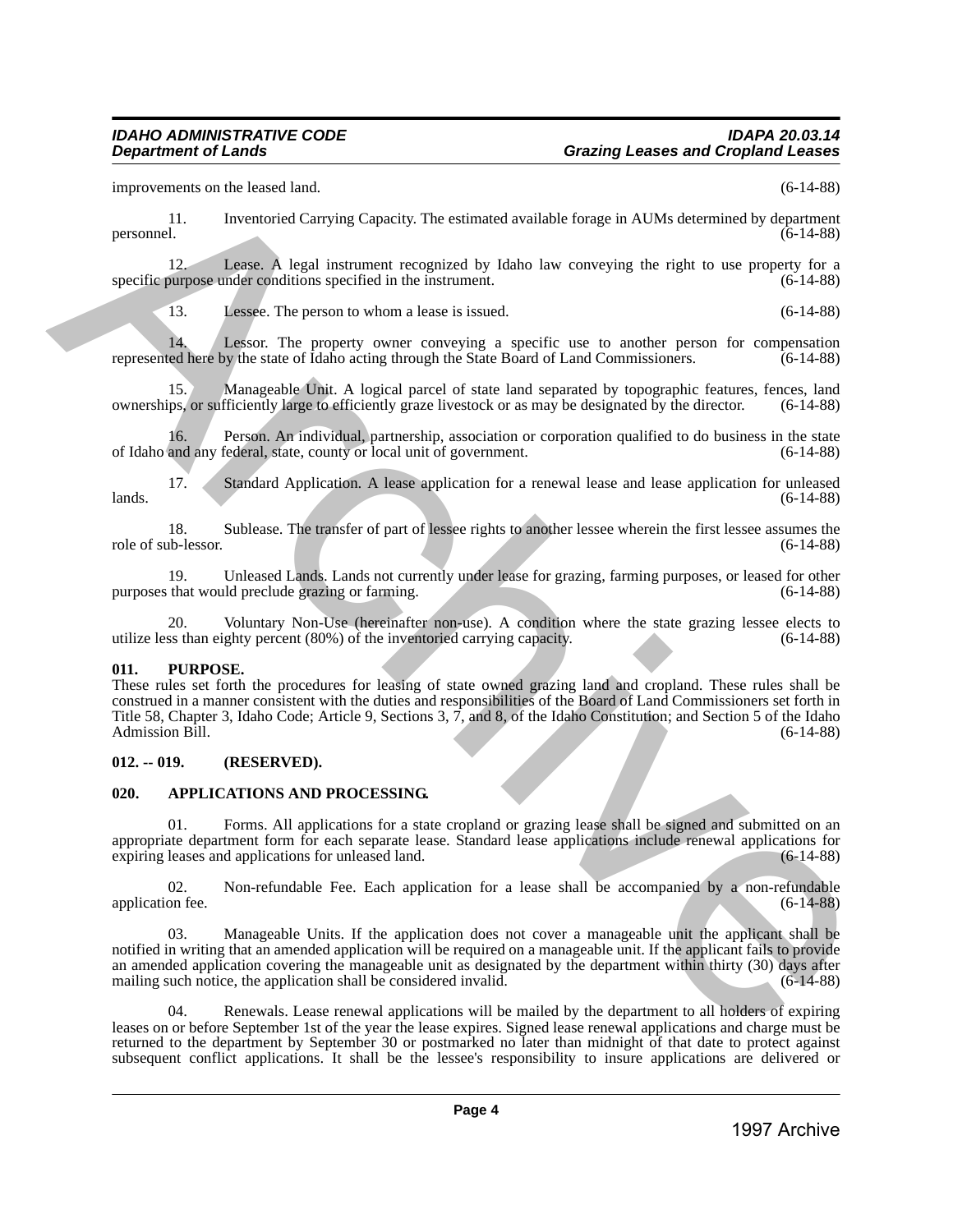improvements on the leased land. (6-14-88)

11. Inventoried Carrying Capacity. The estimated available forage in AUMs determined by department personnel. (6-14-88)

12. Lease. A legal instrument recognized by Idaho law conveying the right to use property for a specific purpose under conditions specified in the instrument. (6-14-88)

13. Lessee. The person to whom a lease is issued. (6-14-88)

14. Lessor. The property owner conveying a specific use to another person for compensation represented here by the state of Idaho acting through the State Board of Land Commissioners. (6-14-88)

15. Manageable Unit. A logical parcel of state land separated by topographic features, fences, land ownerships, or sufficiently large to efficiently graze livestock or as may be designated by the director. (6-14-88)

16. Person. An individual, partnership, association or corporation qualified to do business in the state of Idaho and any federal, state, county or local unit of government. (6-14-88)

17. Standard Application. A lease application for a renewal lease and lease application for unleased lands. (6-14-88)

18. Sublease. The transfer of part of lessee rights to another lessee wherein the first lessee assumes the role of sub-lessor. (6-14-88)

19. Unleased Lands. Lands not currently under lease for grazing, farming purposes, or leased for other purposes that would preclude grazing or farming. (6-14-88)

20. Voluntary Non-Use (hereinafter non-use). A condition where the state grazing lessee elects to utilize less than eighty percent (80%) of the inventoried carrying capacity. (6-14-88)

**011. PURPOSE.**

These rules set forth the procedures for leasing of state owned grazing land and cropland. These rules shall be construed in a manner consistent with the duties and responsibilities of the Board of Land Commissioners set forth in Title 58, Chapter 3, Idaho Code; Article 9, Sections 3, 7, and 8, of the Idaho Constitution; and Section 5 of the Idaho Admission Bill. (6-14-88)

**012. -- 019. (RESERVED).**

**020. APPLICATIONS AND PROCESSING.**

01. Forms. All applications for a state cropland or grazing lease shall be signed and submitted on an appropriate department form for each separate lease. Standard lease applications include renewal applications for expiring leases and applications for unleased land. (6-14-88)

02. Non-refundable Fee. Each application for a lease shall be accompanied by a non-refundable application fee. (6-14-88)

03. Manageable Units. If the application does not cover a manageable unit the applicant shall be notified in writing that an amended application will be required on a manageable unit. If the applicant fails to provide an amended application covering the manageable unit as designated by the department within thirty (30) days after mailing such notice, the application shall be considered invalid. (6-14-88)

04. Renewals. Lease renewal applications will be mailed by the department to all holders of expiring leases on or before September 1st of the year the lease expires. Signed lease renewal applications and charge must be returned to the department by September 30 or postmarked no later than midnight of that date to protect against subsequent conflict applications. It shall be the lessee's responsibility to insure applications are delivered or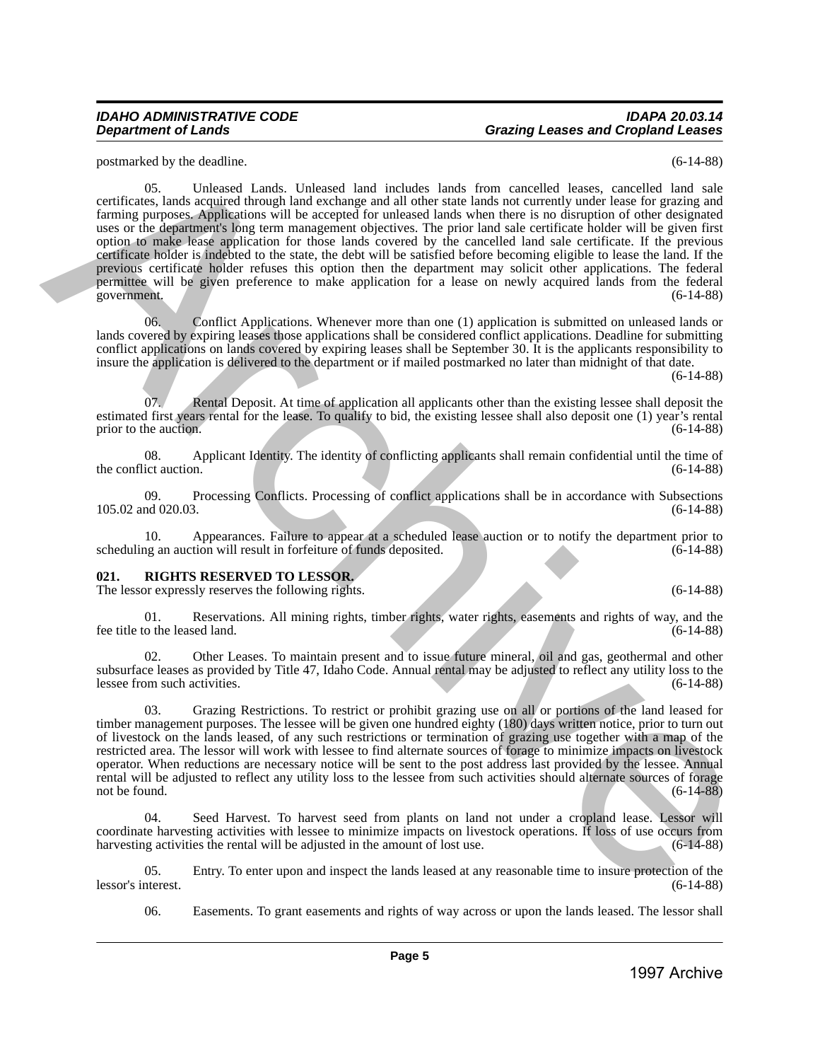postmarked by the deadline. (6-14-88)

05. Unleased Lands. Unleased land includes lands from cancelled leases, cancelled land sale certificates, lands acquired through land exchange and all other state lands not currently under lease for grazing and farming purposes. Applications will be accepted for unleased lands when there is no disruption of other designated uses or the department's long term management objectives. The prior land sale certificate holder will be given first option to make lease application for those lands covered by the cancelled land sale certificate. If the previous certificate holder is indebted to the state, the debt will be satisfied before becoming eligible to lease the land. If the previous certificate holder refuses this option then the department may solicit other applications. The federal permittee will be given preference to make application for a lease on newly acquired lands from the federal government. (6-14-88)

06. Conflict Applications. Whenever more than one (1) application is submitted on unleased lands or lands covered by expiring leases those applications shall be considered conflict applications. Deadline for submitting conflict applications on lands covered by expiring leases shall be September 30. It is the applicants responsibility to insure the application is delivered to the department or if mailed postmarked no later than midnight of that date. (6-14-88)

07. Rental Deposit. At time of application all applicants other than the existing lessee shall deposit the estimated first years rental for the lease. To qualify to bid, the existing lessee shall also deposit one (1) year's rental prior to the auction. (6-14-88)

08. Applicant Identity. The identity of conflicting applicants shall remain confidential until the time of the conflict auction. (6-14-88)

09. Processing Conflicts. Processing of conflict applications shall be in accordance with Subsections 105.02 and 020.03. (6-14-88)

10. Appearances. Failure to appear at a scheduled lease auction or to notify the department prior to scheduling an auction will result in forfeiture of funds deposited. (6-14-88)

**021. RIGHTS RESERVED TO LESSOR.**

The lessor expressly reserves the following rights. (6-14-88)

01. Reservations. All mining rights, timber rights, water rights, easements and rights of way, and the fee title to the leased land. (6-14-88)

02. Other Leases. To maintain present and to issue future mineral, oil and gas, geothermal and other subsurface leases as provided by Title 47, Idaho Code. Annual rental may be adjusted to reflect any utility loss to the lessee from such activities. (6-14-88)

03. Grazing Restrictions. To restrict or prohibit grazing use on all or portions of the land leased for timber management purposes. The lessee will be given one hundred eighty (180) days written notice, prior to turn out of livestock on the lands leased, of any such restrictions or termination of grazing use together with a map of the restricted area. The lessor will work with lessee to find alternate sources of forage to minimize impacts on livestock operator. When reductions are necessary notice will be sent to the post address last provided by the lessee. Annual rental will be adjusted to reflect any utility loss to the lessee from such activities should alternate sources of forage not be found. (6-14-88)

04. Seed Harvest. To harvest seed from plants on land not under a cropland lease. Lessor will coordinate harvesting activities with lessee to minimize impacts on livestock operations. If loss of use occurs from harvesting activities the rental will be adjusted in the amount of lost use. (6-14-88)

05. Entry. To enter upon and inspect the lands leased at any reasonable time to insure protection of the lessor's interest. (6-14-88)

06. Easements. To grant easements and rights of way across or upon the lands leased. The lessor shall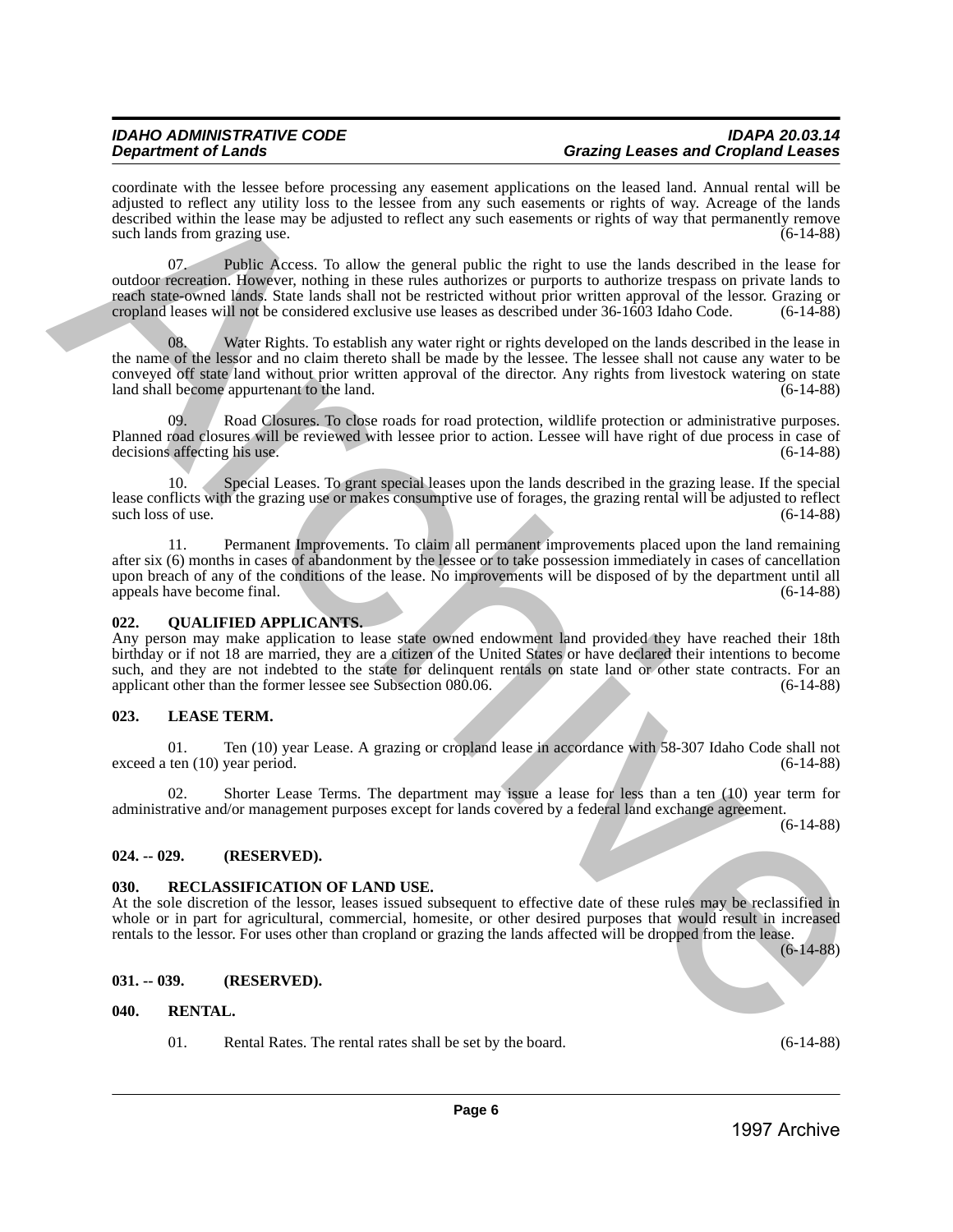coordinate with the lessee before processing any easement applications on the leased land. Annual rental will be adjusted to reflect any utility loss to the lessee from any such easements or rights of way. Acreage of the lands described within the lease may be adjusted to reflect any such easements or rights of way that permanently remove such lands from grazing use. (6-14-88)

07. Public Access. To allow the general public the right to use the lands described in the lease for outdoor recreation. However, nothing in these rules authorizes or purports to authorize trespass on private lands to reach state-owned lands. State lands shall not be restricted without prior written approval of the lessor. Grazing or cropland leases will not be considered exclusive use leases as described under 36-1603 Idaho Code. (6-14-88)

08. Water Rights. To establish any water right or rights developed on the lands described in the lease in the name of the lessor and no claim thereto shall be made by the lessee. The lessee shall not cause any water to be conveyed off state land without prior written approval of the director. Any rights from livestock watering on state land shall become appurtenant to the land. (6-14-88)

09. Road Closures. To close roads for road protection, wildlife protection or administrative purposes. Planned road closures will be reviewed with lessee prior to action. Lessee will have right of due process in case of decisions affecting his use. (6-14-88)

10. Special Leases. To grant special leases upon the lands described in the grazing lease. If the special lease conflicts with the grazing use or makes consumptive use of forages, the grazing rental will be adjusted to reflect such loss of use. (6-14-88)

11. Permanent Improvements. To claim all permanent improvements placed upon the land remaining after six (6) months in cases of abandonment by the lessee or to take possession immediately in cases of cancellation upon breach of any of the conditions of the lease. No improvements will be disposed of by the department until all appeals have become final. (6-14-88)

## 022. QUALIFIED APPLICANTS.

Any person may make application to lease state owned endowment land provided they have reached their 18th birthday or if not 18 are married, they are a citizen of the United States or have declared their intentions to become such, and they are not indebted to the state for delinquent rentals on state land or other state contracts. For an applicant other than the former lessee see Subsection 080.06. (6-14-88)

## 023. LEASE TERM.

01. Ten (10) year Lease. A grazing or cropland lease in accordance with 58-307 Idaho Code shall not exceed a ten (10) year period. (6-14-88)

02. Shorter Lease Terms. The department may issue a lease for less than a ten (10) year term for administrative and/or management purposes except for lands covered by a federal land exchange agreement. (6-14-88)

## 024. -- 029. (RESERVED).

## 030. RECLASSIFICATION OF LAND USE.

At the sole discretion of the lessor, leases issued subsequent to effective date of these rules may be reclassified in whole or in part for agricultural, commercial, homesite, or other desired purposes that would result in increased rentals to the lessor. For uses other than cropland or grazing the lands affected will be dropped from the lease. (6-14-88)

## 031. -- 039. (RESERVED).

## 040. RENTAL.

01. Rental Rates. The rental rates shall be set by the board. (6-14-88)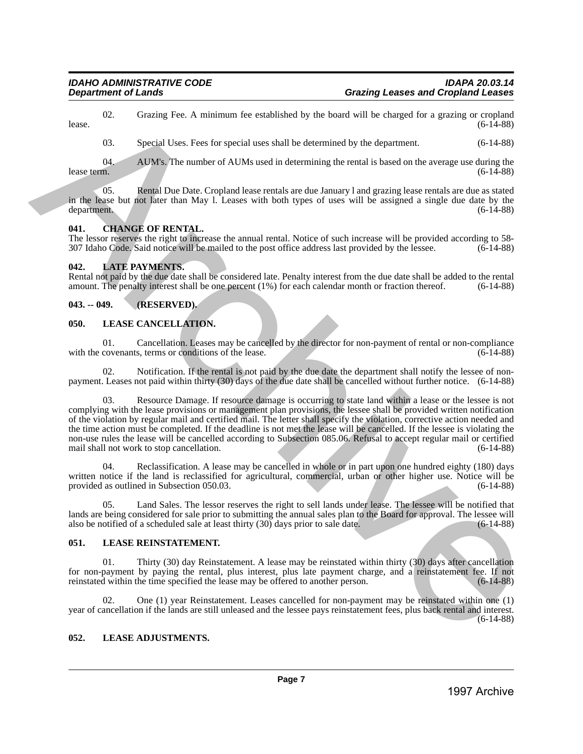02. Grazing Fee. A minimum fee established by the board will be charged for a grazing or cropland lease. (6-14-88)

03. Special Uses. Fees for special uses shall be determined by the department. (6-14-88)

04. AUM's. The number of AUMs used in determining the rental is based on the average use during the lease term. (6-14-88)

05. Rental Due Date. Cropland lease rentals are due January l and grazing lease rentals are due as stated in the lease but not later than May l. Leases with both types of uses will be assigned a single due date by the department. (6-14-88)

## 041. CHANGE OF RENTAL.

The lessor reserves the right to increase the annual rental. Notice of such increase will be provided according to 58-307 Idaho Code. Said notice will be mailed to the post office address last provided by the lessee. (6-14-88)

## 042. LATE PAYMENTS.

Rental not paid by the due date shall be considered late. Penalty interest from the due date shall be added to the rental amount. The penalty interest shall be one percent (1%) for each calendar month or fraction thereof. (6-14-88)

## 043. -- 049. (RESERVED).

## 050. LEASE CANCELLATION.

01. Cancellation. Leases may be cancelled by the director for non-payment of rental or non-compliance with the covenants, terms or conditions of the lease. (6-14-88)

02. Notification. If the rental is not paid by the due date the department shall notify the lessee of non-payment. Leases not paid within thirty (30) days of the due date shall be cancelled without further notice. (6-14-88)

03. Resource Damage. If resource damage is occurring to state land within a lease or the lessee is not complying with the lease provisions or management plan provisions, the lessee shall be provided written notification of the violation by regular mail and certified mail. The letter shall specify the violation, corrective action needed and the time action must be completed. If the deadline is not met the lease will be cancelled. If the lessee is violating the non-use rules the lease will be cancelled according to Subsection 085.06. Refusal to accept regular mail or certified mail shall not work to stop cancellation. (6-14-88)

04. Reclassification. A lease may be cancelled in whole or in part upon one hundred eighty (180) days written notice if the land is reclassified for agricultural, commercial, urban or other higher use. Notice will be provided as outlined in Subsection 050.03. (6-14-88)

05. Land Sales. The lessor reserves the right to sell lands under lease. The lessee will be notified that lands are being considered for sale prior to submitting the annual sales plan to the Board for approval. The lessee will also be notified of a scheduled sale at least thirty (30) days prior to sale date. (6-14-88)

## 051. LEASE REINSTATEMENT.

01. Thirty (30) day Reinstatement. A lease may be reinstated within thirty (30) days after cancellation for non-payment by paying the rental, plus interest, plus late payment charge, and a reinstatement fee. If not reinstated within the time specified the lease may be offered to another person. (6-14-88)

02. One (1) year Reinstatement. Leases cancelled for non-payment may be reinstated within one (1) year of cancellation if the lands are still unleased and the lessee pays reinstatement fees, plus back rental and interest. (6-14-88)

## 052. LEASE ADJUSTMENTS.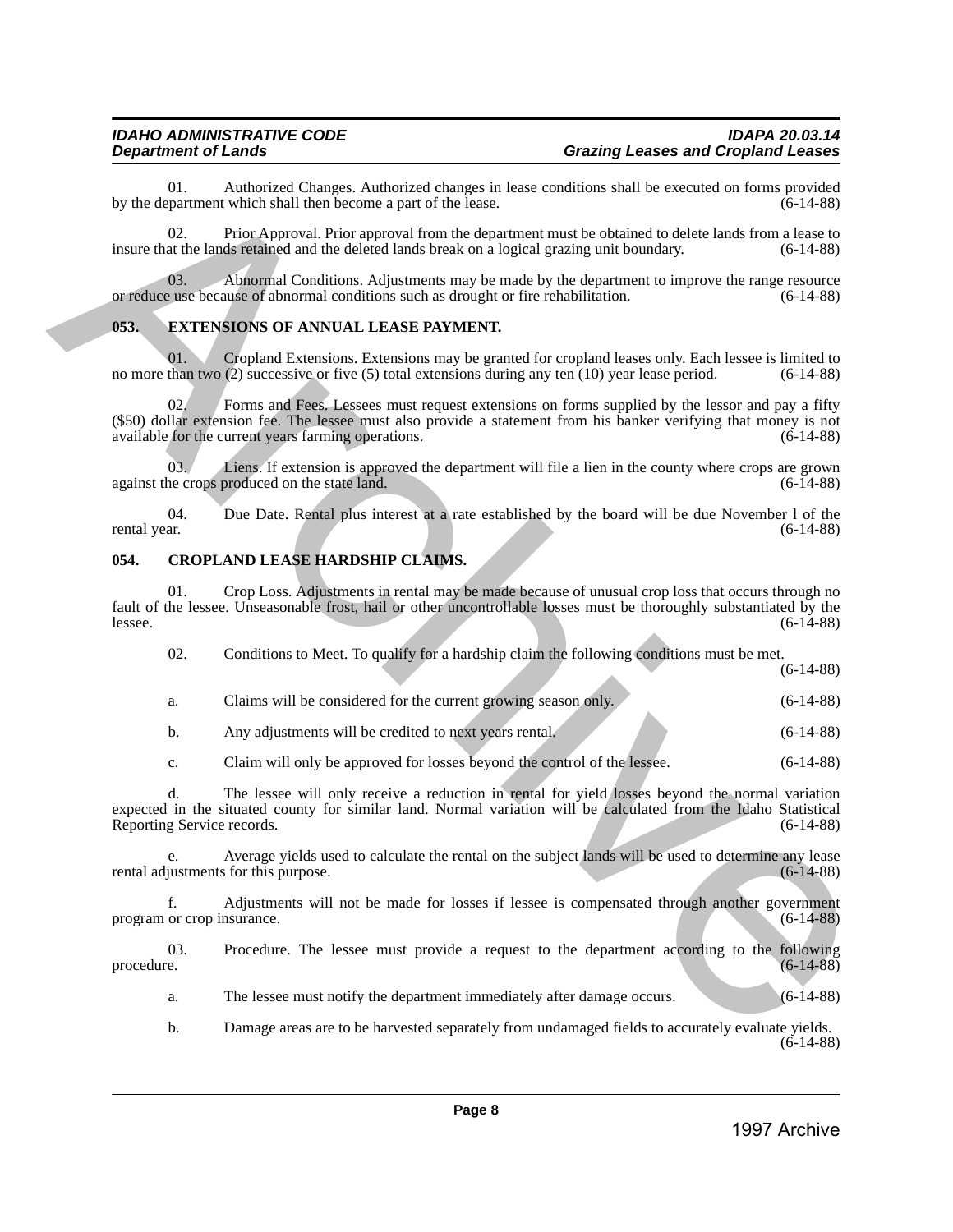01. Authorized Changes. Authorized changes in lease conditions shall be executed on forms provided by the department which shall then become a part of the lease. (6-14-88)

02. Prior Approval. Prior approval from the department must be obtained to delete lands from a lease to insure that the lands retained and the deleted lands break on a logical grazing unit boundary. (6-14-88)

03. Abnormal Conditions. Adjustments may be made by the department to improve the range resource or reduce use because of abnormal conditions such as drought or fire rehabilitation. (6-14-88)

### 053. EXTENSIONS OF ANNUAL LEASE PAYMENT.

01. Cropland Extensions. Extensions may be granted for cropland leases only. Each lessee is limited to no more than two (2) successive or five (5) total extensions during any ten (10) year lease period. (6-14-88)

02. Forms and Fees. Lessees must request extensions on forms supplied by the lessor and pay a fifty ($50) dollar extension fee. The lessee must also provide a statement from his banker verifying that money is not available for the current years farming operations. (6-14-88)

03. Liens. If extension is approved the department will file a lien in the county where crops are grown against the crops produced on the state land. (6-14-88)

04. Due Date. Rental plus interest at a rate established by the board will be due November l of the rental year. (6-14-88)

### 054. CROPLAND LEASE HARDSHIP CLAIMS.

01. Crop Loss. Adjustments in rental may be made because of unusual crop loss that occurs through no fault of the lessee. Unseasonable frost, hail or other uncontrollable losses must be thoroughly substantiated by the lessee. (6-14-88)

02. Conditions to Meet. To qualify for a hardship claim the following conditions must be met. (6-14-88)

a. Claims will be considered for the current growing season only. (6-14-88)

b. Any adjustments will be credited to next years rental. (6-14-88)

c. Claim will only be approved for losses beyond the control of the lessee. (6-14-88)

d. The lessee will only receive a reduction in rental for yield losses beyond the normal variation expected in the situated county for similar land. Normal variation will be calculated from the Idaho Statistical Reporting Service records. (6-14-88)

e. Average yields used to calculate the rental on the subject lands will be used to determine any lease rental adjustments for this purpose. (6-14-88)

f. Adjustments will not be made for losses if lessee is compensated through another government program or crop insurance. (6-14-88)

03. Procedure. The lessee must provide a request to the department according to the following procedure. (6-14-88)

a. The lessee must notify the department immediately after damage occurs. (6-14-88)

b. Damage areas are to be harvested separately from undamaged fields to accurately evaluate yields. (6-14-88)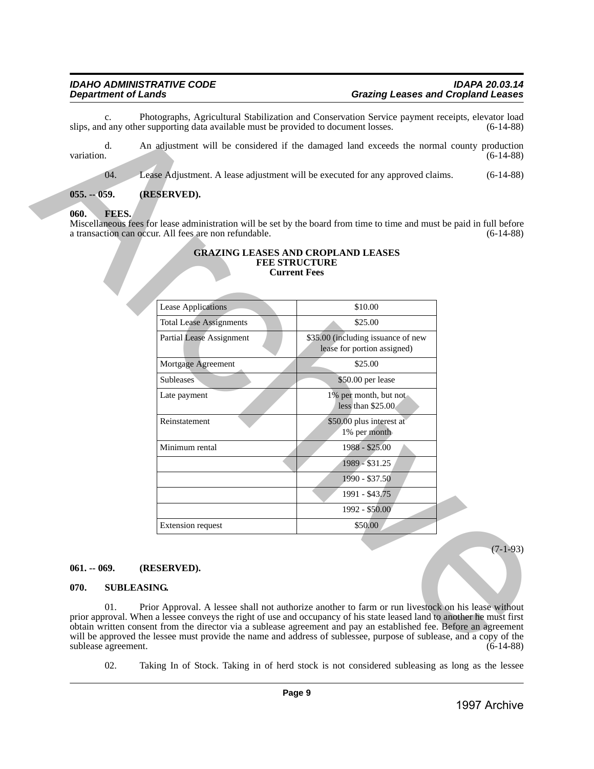c. Photographs, Agricultural Stabilization and Conservation Service payment receipts, elevator load slips, and any other supporting data available must be provided to document losses. (6-14-88)

d. An adjustment will be considered if the damaged land exceeds the normal county production variation. (6-14-88)

04. Lease Adjustment. A lease adjustment will be executed for any approved claims. (6-14-88)

**055. -- 059. (RESERVED).**

**060. FEES.**

Miscellaneous fees for lease administration will be set by the board from time to time and must be paid in full before a transaction can occur. All fees are non refundable. (6-14-88)

**GRAZING LEASES AND CROPLAND LEASES**
**FEE STRUCTURE**
**Current Fees**

| | |
|---|---|
| Lease Applications | $10.00 |
| Total Lease Assignments | $25.00 |
| Partial Lease Assignment | $35.00 (including issuance of new lease for portion assigned) |
| Mortgage Agreement | $25.00 |
| Subleases | $50.00 per lease |
| Late payment | 1% per month, but not less than $25.00 |
| Reinstatement | $50.00 plus interest at 1% per month |
| Minimum rental | 1988 - $25.00 |
| | 1989 - $31.25 |
| | 1990 - $37.50 |
| | 1991 - $43.75 |
| | 1992 - $50.00 |
| Extension request | $50.00 |

(7-1-93)

**061. -- 069. (RESERVED).**

**070. SUBLEASING.**

01. Prior Approval. A lessee shall not authorize another to farm or run livestock on his lease without prior approval. When a lessee conveys the right of use and occupancy of his state leased land to another he must first obtain written consent from the director via a sublease agreement and pay an established fee. Before an agreement will be approved the lessee must provide the name and address of sublessee, purpose of sublease, and a copy of the sublease agreement. (6-14-88)

02. Taking In of Stock. Taking in of herd stock is not considered subleasing as long as the lessee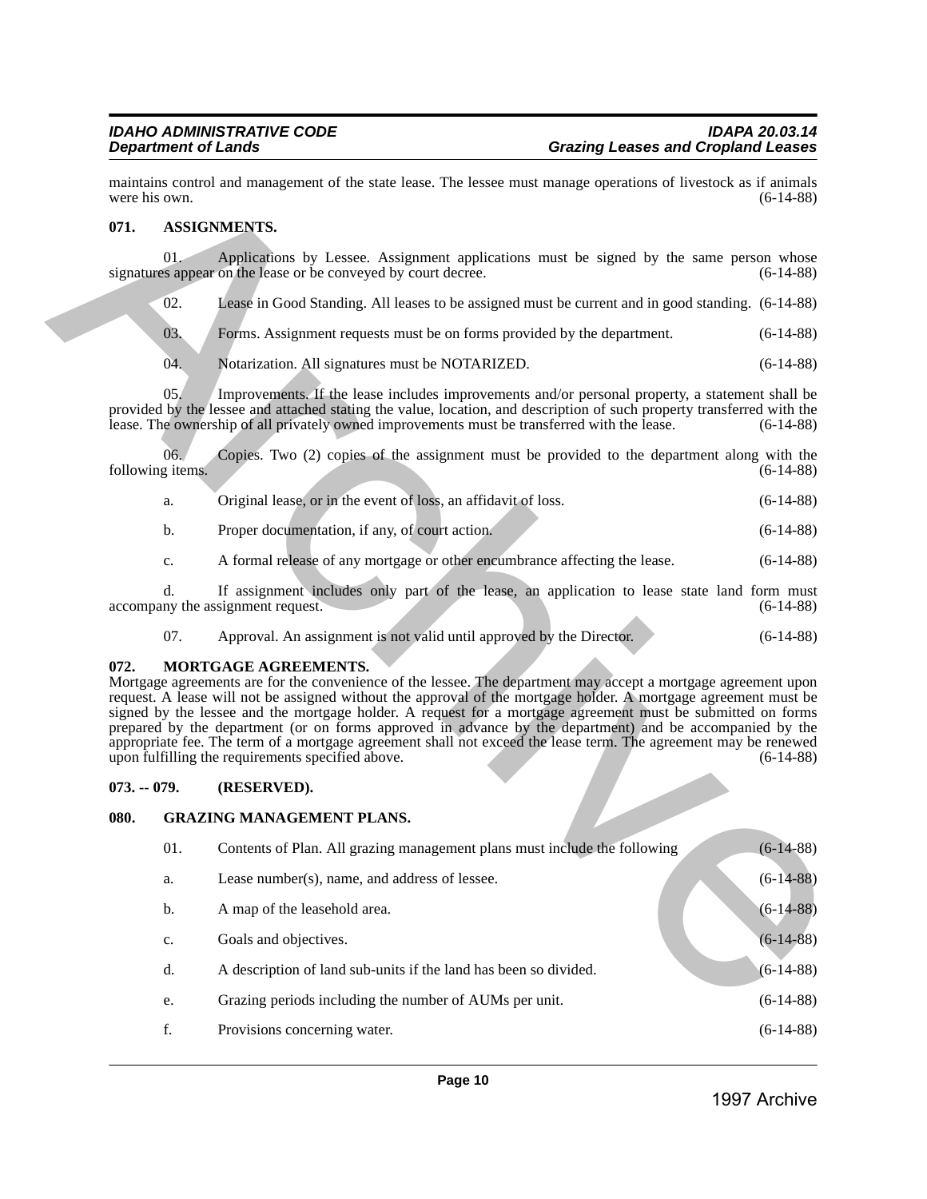maintains control and management of the state lease. The lessee must manage operations of livestock as if animals were his own. (6-14-88)

**071. ASSIGNMENTS.**

01. Applications by Lessee. Assignment applications must be signed by the same person whose signatures appear on the lease or be conveyed by court decree. (6-14-88)

02. Lease in Good Standing. All leases to be assigned must be current and in good standing. (6-14-88)

03. Forms. Assignment requests must be on forms provided by the department. (6-14-88)

04. Notarization. All signatures must be NOTARIZED. (6-14-88)

05. Improvements. If the lease includes improvements and/or personal property, a statement shall be provided by the lessee and attached stating the value, location, and description of such property transferred with the lease. The ownership of all privately owned improvements must be transferred with the lease. (6-14-88)

06. Copies. Two (2) copies of the assignment must be provided to the department along with the following items. (6-14-88)

a. Original lease, or in the event of loss, an affidavit of loss. (6-14-88)

b. Proper documentation, if any, of court action. (6-14-88)

c. A formal release of any mortgage or other encumbrance affecting the lease. (6-14-88)

d. If assignment includes only part of the lease, an application to lease state land form must accompany the assignment request. (6-14-88)

07. Approval. An assignment is not valid until approved by the Director. (6-14-88)

**072. MORTGAGE AGREEMENTS.**

Mortgage agreements are for the convenience of the lessee. The department may accept a mortgage agreement upon request. A lease will not be assigned without the approval of the mortgage holder. A mortgage agreement must be signed by the lessee and the mortgage holder. A request for a mortgage agreement must be submitted on forms prepared by the department (or on forms approved in advance by the department) and be accompanied by the appropriate fee. The term of a mortgage agreement shall not exceed the lease term. The agreement may be renewed upon fulfilling the requirements specified above. (6-14-88)

**073. -- 079. (RESERVED).**

**080. GRAZING MANAGEMENT PLANS.**

01. Contents of Plan. All grazing management plans must include the following (6-14-88)

a. Lease number(s), name, and address of lessee. (6-14-88)

b. A map of the leasehold area. (6-14-88)

c. Goals and objectives. (6-14-88)

d. A description of land sub-units if the land has been so divided. (6-14-88)

e. Grazing periods including the number of AUMs per unit. (6-14-88)

f. Provisions concerning water. (6-14-88)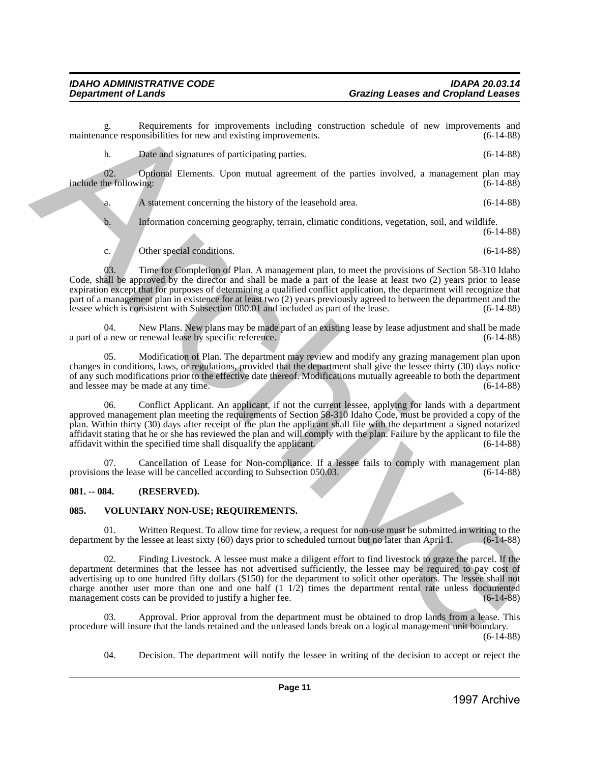g. Requirements for improvements including construction schedule of new improvements and maintenance responsibilities for new and existing improvements. (6-14-88)

h. Date and signatures of participating parties. (6-14-88)

02. Optional Elements. Upon mutual agreement of the parties involved, a management plan may include the following: (6-14-88)

a. A statement concerning the history of the leasehold area. (6-14-88)

b. Information concerning geography, terrain, climatic conditions, vegetation, soil, and wildlife. (6-14-88)

c. Other special conditions. (6-14-88)

03. Time for Completion of Plan. A management plan, to meet the provisions of Section 58-310 Idaho Code, shall be approved by the director and shall be made a part of the lease at least two (2) years prior to lease expiration except that for purposes of determining a qualified conflict application, the department will recognize that part of a management plan in existence for at least two (2) years previously agreed to between the department and the lessee which is consistent with Subsection 080.01 and included as part of the lease. (6-14-88)

04. New Plans. New plans may be made part of an existing lease by lease adjustment and shall be made a part of a new or renewal lease by specific reference. (6-14-88)

05. Modification of Plan. The department may review and modify any grazing management plan upon changes in conditions, laws, or regulations, provided that the department shall give the lessee thirty (30) days notice of any such modifications prior to the effective date thereof. Modifications mutually agreeable to both the department and lessee may be made at any time. (6-14-88)

06. Conflict Applicant. An applicant, if not the current lessee, applying for lands with a department approved management plan meeting the requirements of Section 58-310 Idaho Code, must be provided a copy of the plan. Within thirty (30) days after receipt of the plan the applicant shall file with the department a signed notarized affidavit stating that he or she has reviewed the plan and will comply with the plan. Failure by the applicant to file the affidavit within the specified time shall disqualify the applicant. (6-14-88)

07. Cancellation of Lease for Non-compliance. If a lessee fails to comply with management plan provisions the lease will be cancelled according to Subsection 050.03. (6-14-88)

**081. -- 084. (RESERVED).**

**085. VOLUNTARY NON-USE; REQUIREMENTS.**

01. Written Request. To allow time for review, a request for non-use must be submitted in writing to the department by the lessee at least sixty (60) days prior to scheduled turnout but no later than April 1. (6-14-88)

02. Finding Livestock. A lessee must make a diligent effort to find livestock to graze the parcel. If the department determines that the lessee has not advertised sufficiently, the lessee may be required to pay cost of advertising up to one hundred fifty dollars ($150) for the department to solicit other operators. The lessee shall not charge another user more than one and one half (1 1/2) times the department rental rate unless documented management costs can be provided to justify a higher fee. (6-14-88)

03. Approval. Prior approval from the department must be obtained to drop lands from a lease. This procedure will insure that the lands retained and the unleased lands break on a logical management unit boundary. (6-14-88)

04. Decision. The department will notify the lessee in writing of the decision to accept or reject the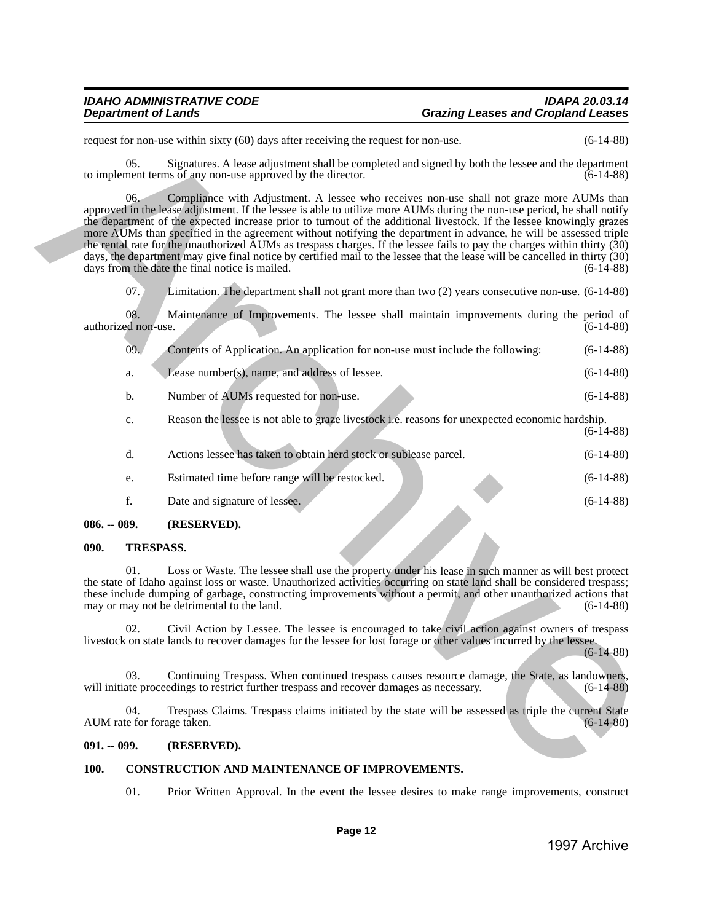request for non-use within sixty (60) days after receiving the request for non-use. (6-14-88)

05. Signatures. A lease adjustment shall be completed and signed by both the lessee and the department to implement terms of any non-use approved by the director. (6-14-88)

06. Compliance with Adjustment. A lessee who receives non-use shall not graze more AUMs than approved in the lease adjustment. If the lessee is able to utilize more AUMs during the non-use period, he shall notify the department of the expected increase prior to turnout of the additional livestock. If the lessee knowingly grazes more AUMs than specified in the agreement without notifying the department in advance, he will be assessed triple the rental rate for the unauthorized AUMs as trespass charges. If the lessee fails to pay the charges within thirty (30) days, the department may give final notice by certified mail to the lessee that the lease will be cancelled in thirty (30) days from the date the final notice is mailed. (6-14-88)

07. Limitation. The department shall not grant more than two (2) years consecutive non-use. (6-14-88)

08. Maintenance of Improvements. The lessee shall maintain improvements during the period of authorized non-use. (6-14-88)

09. Contents of Application. An application for non-use must include the following: (6-14-88)

a. Lease number(s), name, and address of lessee. (6-14-88)

b. Number of AUMs requested for non-use. (6-14-88)

c. Reason the lessee is not able to graze livestock i.e. reasons for unexpected economic hardship. (6-14-88)

d. Actions lessee has taken to obtain herd stock or sublease parcel. (6-14-88)

e. Estimated time before range will be restocked. (6-14-88)

f. Date and signature of lessee. (6-14-88)

**086. -- 089. (RESERVED).**

**090. TRESPASS.**

01. Loss or Waste. The lessee shall use the property under his lease in such manner as will best protect the state of Idaho against loss or waste. Unauthorized activities occurring on state land shall be considered trespass; these include dumping of garbage, constructing improvements without a permit, and other unauthorized actions that may or may not be detrimental to the land. (6-14-88)

02. Civil Action by Lessee. The lessee is encouraged to take civil action against owners of trespass livestock on state lands to recover damages for the lessee for lost forage or other values incurred by the lessee. (6-14-88)

03. Continuing Trespass. When continued trespass causes resource damage, the State, as landowners, will initiate proceedings to restrict further trespass and recover damages as necessary. (6-14-88)

04. Trespass Claims. Trespass claims initiated by the state will be assessed as triple the current State AUM rate for forage taken. (6-14-88)

**091. -- 099. (RESERVED).**

**100. CONSTRUCTION AND MAINTENANCE OF IMPROVEMENTS.**

01. Prior Written Approval. In the event the lessee desires to make range improvements, construct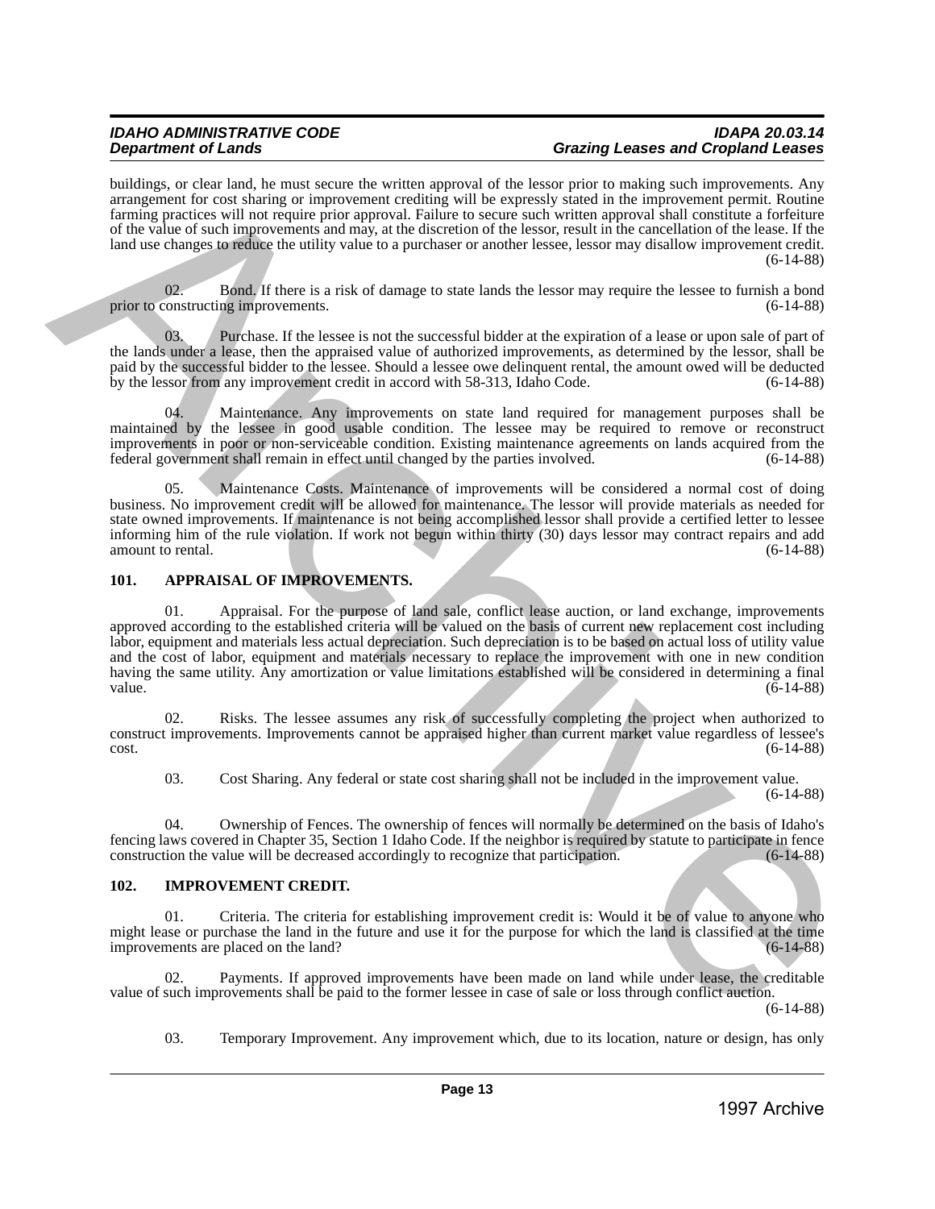buildings, or clear land, he must secure the written approval of the lessor prior to making such improvements. Any arrangement for cost sharing or improvement crediting will be expressly stated in the improvement permit. Routine farming practices will not require prior approval. Failure to secure such written approval shall constitute a forfeiture of the value of such improvements and may, at the discretion of the lessor, result in the cancellation of the lease. If the land use changes to reduce the utility value to a purchaser or another lessee, lessor may disallow improvement credit. (6-14-88)

02. Bond. If there is a risk of damage to state lands the lessor may require the lessee to furnish a bond prior to constructing improvements. (6-14-88)

03. Purchase. If the lessee is not the successful bidder at the expiration of a lease or upon sale of part of the lands under a lease, then the appraised value of authorized improvements, as determined by the lessor, shall be paid by the successful bidder to the lessee. Should a lessee owe delinquent rental, the amount owed will be deducted by the lessor from any improvement credit in accord with 58-313, Idaho Code. (6-14-88)

04. Maintenance. Any improvements on state land required for management purposes shall be maintained by the lessee in good usable condition. The lessee may be required to remove or reconstruct improvements in poor or non-serviceable condition. Existing maintenance agreements on lands acquired from the federal government shall remain in effect until changed by the parties involved. (6-14-88)

05. Maintenance Costs. Maintenance of improvements will be considered a normal cost of doing business. No improvement credit will be allowed for maintenance. The lessor will provide materials as needed for state owned improvements. If maintenance is not being accomplished lessor shall provide a certified letter to lessee informing him of the rule violation. If work not begun within thirty (30) days lessor may contract repairs and add amount to rental. (6-14-88)

## 101. APPRAISAL OF IMPROVEMENTS.

01. Appraisal. For the purpose of land sale, conflict lease auction, or land exchange, improvements approved according to the established criteria will be valued on the basis of current new replacement cost including labor, equipment and materials less actual depreciation. Such depreciation is to be based on actual loss of utility value and the cost of labor, equipment and materials necessary to replace the improvement with one in new condition having the same utility. Any amortization or value limitations established will be considered in determining a final value. (6-14-88)

02. Risks. The lessee assumes any risk of successfully completing the project when authorized to construct improvements. Improvements cannot be appraised higher than current market value regardless of lessee's cost. (6-14-88)

03. Cost Sharing. Any federal or state cost sharing shall not be included in the improvement value. (6-14-88)

04. Ownership of Fences. The ownership of fences will normally be determined on the basis of Idaho's fencing laws covered in Chapter 35, Section 1 Idaho Code. If the neighbor is required by statute to participate in fence construction the value will be decreased accordingly to recognize that participation. (6-14-88)

## 102. IMPROVEMENT CREDIT.

01. Criteria. The criteria for establishing improvement credit is: Would it be of value to anyone who might lease or purchase the land in the future and use it for the purpose for which the land is classified at the time improvements are placed on the land? (6-14-88)

02. Payments. If approved improvements have been made on land while under lease, the creditable value of such improvements shall be paid to the former lessee in case of sale or loss through conflict auction. (6-14-88)

03. Temporary Improvement. Any improvement which, due to its location, nature or design, has only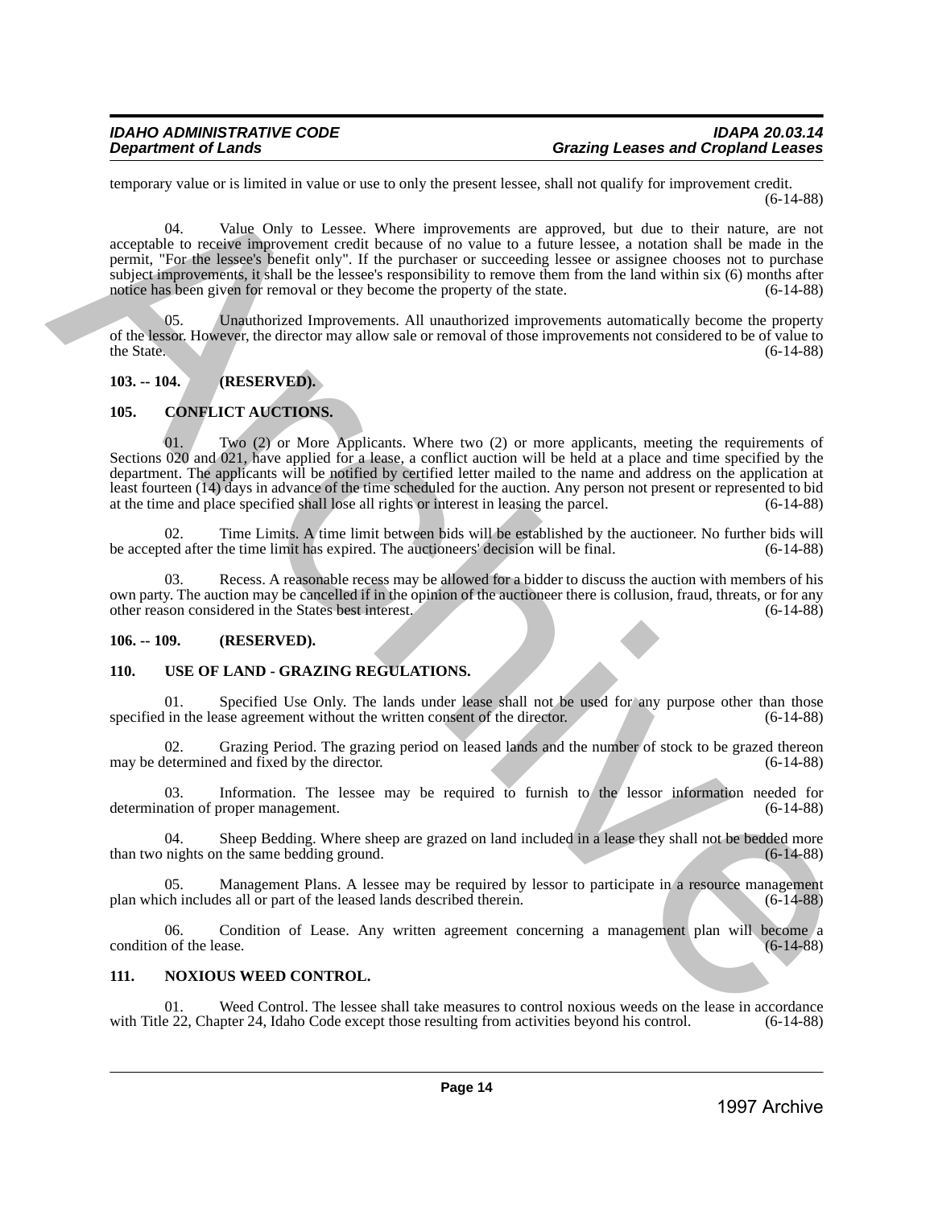temporary value or is limited in value or use to only the present lessee, shall not qualify for improvement credit. (6-14-88)

04. Value Only to Lessee. Where improvements are approved, but due to their nature, are not acceptable to receive improvement credit because of no value to a future lessee, a notation shall be made in the permit, "For the lessee's benefit only". If the purchaser or succeeding lessee or assignee chooses not to purchase subject improvements, it shall be the lessee's responsibility to remove them from the land within six (6) months after notice has been given for removal or they become the property of the state. (6-14-88)

05. Unauthorized Improvements. All unauthorized improvements automatically become the property of the lessor. However, the director may allow sale or removal of those improvements not considered to be of value to the State. (6-14-88)

**103. -- 104. (RESERVED).**

**105. CONFLICT AUCTIONS.**

01. Two (2) or More Applicants. Where two (2) or more applicants, meeting the requirements of Sections 020 and 021, have applied for a lease, a conflict auction will be held at a place and time specified by the department. The applicants will be notified by certified letter mailed to the name and address on the application at least fourteen (14) days in advance of the time scheduled for the auction. Any person not present or represented to bid at the time and place specified shall lose all rights or interest in leasing the parcel. (6-14-88)

02. Time Limits. A time limit between bids will be established by the auctioneer. No further bids will be accepted after the time limit has expired. The auctioneers' decision will be final. (6-14-88)

03. Recess. A reasonable recess may be allowed for a bidder to discuss the auction with members of his own party. The auction may be cancelled if in the opinion of the auctioneer there is collusion, fraud, threats, or for any other reason considered in the States best interest. (6-14-88)

**106. -- 109. (RESERVED).**

**110. USE OF LAND - GRAZING REGULATIONS.**

01. Specified Use Only. The lands under lease shall not be used for any purpose other than those specified in the lease agreement without the written consent of the director. (6-14-88)

02. Grazing Period. The grazing period on leased lands and the number of stock to be grazed thereon may be determined and fixed by the director. (6-14-88)

03. Information. The lessee may be required to furnish to the lessor information needed for determination of proper management. (6-14-88)

04. Sheep Bedding. Where sheep are grazed on land included in a lease they shall not be bedded more than two nights on the same bedding ground. (6-14-88)

05. Management Plans. A lessee may be required by lessor to participate in a resource management plan which includes all or part of the leased lands described therein. (6-14-88)

06. Condition of Lease. Any written agreement concerning a management plan will become a condition of the lease. (6-14-88)

**111. NOXIOUS WEED CONTROL.**

01. Weed Control. The lessee shall take measures to control noxious weeds on the lease in accordance with Title 22, Chapter 24, Idaho Code except those resulting from activities beyond his control. (6-14-88)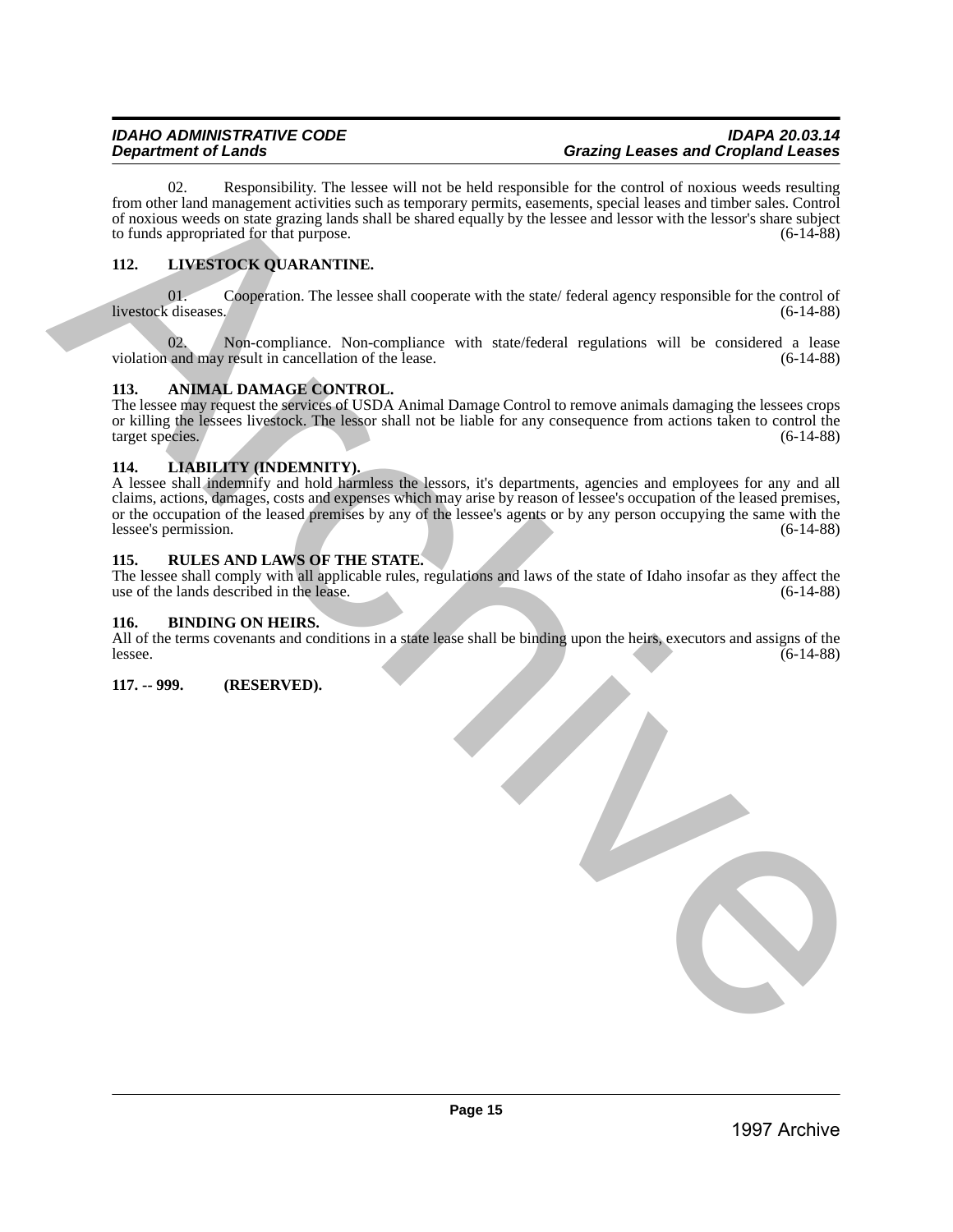02. Responsibility. The lessee will not be held responsible for the control of noxious weeds resulting from other land management activities such as temporary permits, easements, special leases and timber sales. Control of noxious weeds on state grazing lands shall be shared equally by the lessee and lessor with the lessor's share subject to funds appropriated for that purpose. (6-14-88)

**112. LIVESTOCK QUARANTINE.**

01. Cooperation. The lessee shall cooperate with the state/ federal agency responsible for the control of livestock diseases. (6-14-88)

02. Non-compliance. Non-compliance with state/federal regulations will be considered a lease violation and may result in cancellation of the lease. (6-14-88)

**113. ANIMAL DAMAGE CONTROL.**

The lessee may request the services of USDA Animal Damage Control to remove animals damaging the lessees crops or killing the lessees livestock. The lessor shall not be liable for any consequence from actions taken to control the target species. (6-14-88)

**114. LIABILITY (INDEMNITY).**

A lessee shall indemnify and hold harmless the lessors, it's departments, agencies and employees for any and all claims, actions, damages, costs and expenses which may arise by reason of lessee's occupation of the leased premises, or the occupation of the leased premises by any of the lessee's agents or by any person occupying the same with the lessee's permission. (6-14-88)

**115. RULES AND LAWS OF THE STATE.**

The lessee shall comply with all applicable rules, regulations and laws of the state of Idaho insofar as they affect the use of the lands described in the lease. (6-14-88)

**116. BINDING ON HEIRS.**

All of the terms covenants and conditions in a state lease shall be binding upon the heirs, executors and assigns of the lessee. (6-14-88)

**117. -- 999. (RESERVED).**